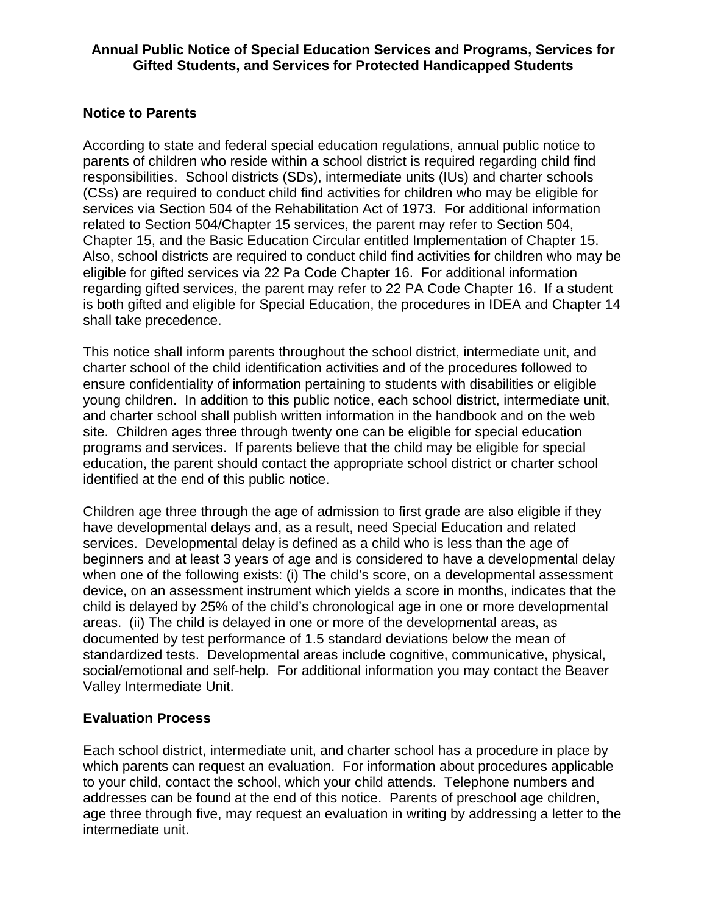# Annual Public Notice of Special Education Services and Programs, Services for Gifted Students, and Services for Protected Handicapped Students

## Notice to Parents

According to state and federal special education regulations, annual public notice to parents of children who reside within a school district is required regarding child find responsibilities. School districts (SDs), intermediate units (IUs) and charter schools (CSs) are required to conduct child find activities for children who may be eligible for services via Section 504 of the Rehabilitation Act of 1973. For additional information related to Section 504/Chapter 15 services, the parent may refer to Section 504, Chapter 15, and the Basic Education Circular entitled Implementation of Chapter 15. Also, school districts are required to conduct child find activities for children who may be eligible for gifted services via 22 Pa Code Chapter 16. For additional information regarding gifted services, the parent may refer to 22 PA Code Chapter 16. If a student is both gifted and eligible for Special Education, the procedures in IDEA and Chapter 14 shall take precedence.

This notice shall inform parents throughout the school district, intermediate unit, and charter school of the child identification activities and of the procedures followed to ensure confidentiality of information pertaining to students with disabilities or eligible young children. In addition to this public notice, each school district, intermediate unit, and charter school shall publish written information in the handbook and on the web site. Children ages three through twenty one can be eligible for special education programs and services. If parents believe that the child may be eligible for special education, the parent should contact the appropriate school district or charter school identified at the end of this public notice.

Children age three through the age of admission to first grade are also eligible if they have developmental delays and, as a result, need Special Education and related services. Developmental delay is defined as a child who is less than the age of beginners and at least 3 years of age and is considered to have a developmental delay when one of the following exists: (i) The child's score, on a developmental assessment device, on an assessment instrument which yields a score in months, indicates that the child is delayed by 25% of the child's chronological age in one or more developmental areas. (ii) The child is delayed in one or more of the developmental areas, as documented by test performance of 1.5 standard deviations below the mean of standardized tests. Developmental areas include cognitive, communicative, physical, social/emotional and self-help. For additional information you may contact the Beaver Valley Intermediate Unit.

## Evaluation Process

Each school district, intermediate unit, and charter school has a procedure in place by which parents can request an evaluation. For information about procedures applicable to your child, contact the school, which your child attends. Telephone numbers and addresses can be found at the end of this notice. Parents of preschool age children, age three through five, may request an evaluation in writing by addressing a letter to the intermediate unit.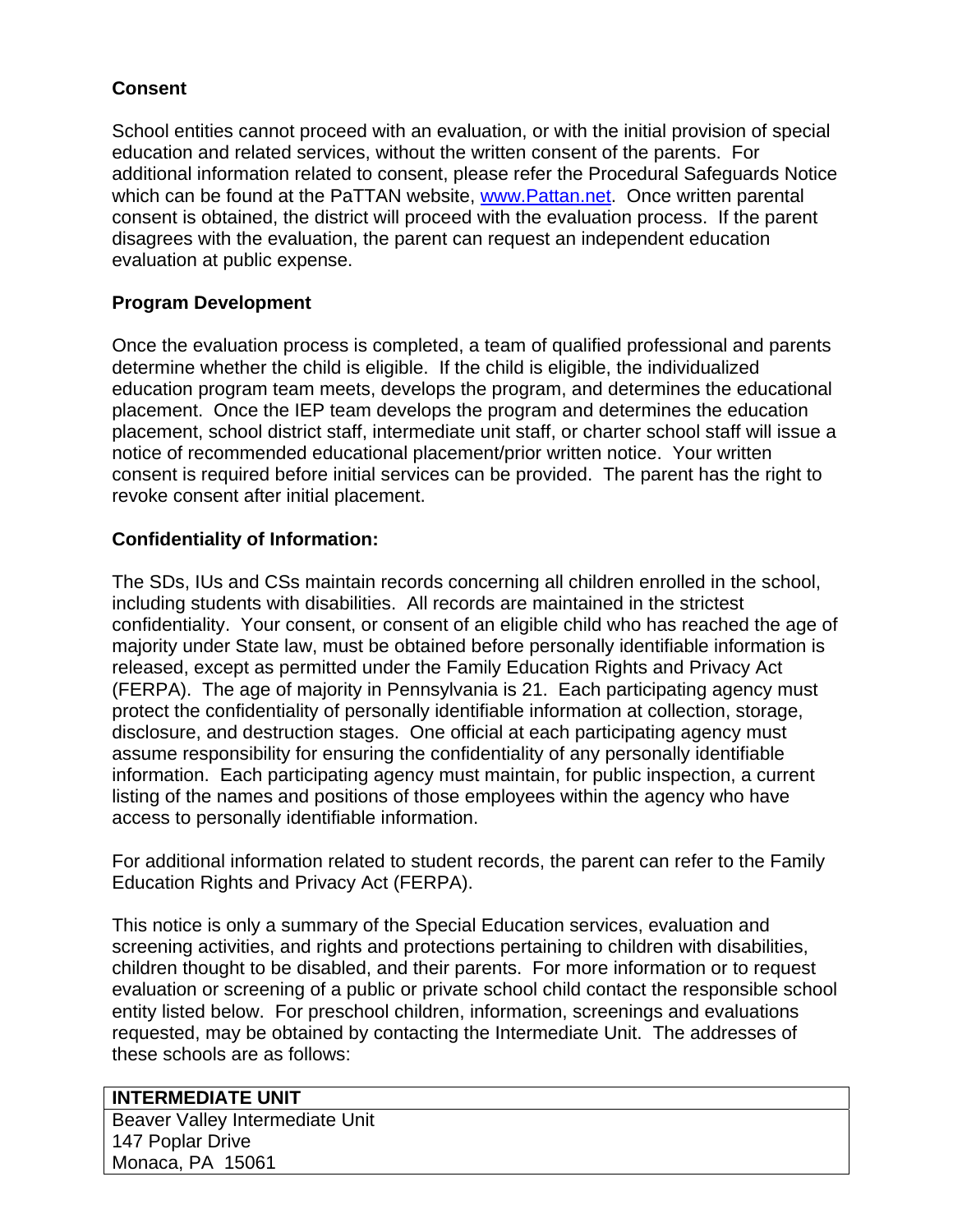**Consent**

School entities cannot proceed with an evaluation, or with the initial provision of special education and related services, without the written consent of the parents. For additional information related to consent, please refer the Procedural Safeguards Notice which can be found at the PaTTAN website, [www.Pattan.net](http://www.Pattan.net). Once written parental consent is obtained, the district will proceed with the evaluation process. If the parent disagrees with the evaluation, the parent can request an independent education evaluation at public expense.

**Program Development**

Once the evaluation process is completed, a team of qualified professional and parents determine whether the child is eligible. If the child is eligible, the individualized education program team meets, develops the program, and determines the educational placement. Once the IEP team develops the program and determines the education placement, school district staff, intermediate unit staff, or charter school staff will issue a notice of recommended educational placement/prior written notice. Your written consent is required before initial services can be provided. The parent has the right to revoke consent after initial placement.

**Confidentiality of Information:**

The SDs, IUs and CSs maintain records concerning all children enrolled in the school, including students with disabilities. All records are maintained in the strictest confidentiality. Your consent, or consent of an eligible child who has reached the age of majority under State law, must be obtained before personally identifiable information is released, except as permitted under the Family Education Rights and Privacy Act (FERPA). The age of majority in Pennsylvania is 21. Each participating agency must protect the confidentiality of personally identifiable information at collection, storage, disclosure, and destruction stages. One official at each participating agency must assume responsibility for ensuring the confidentiality of any personally identifiable information. Each participating agency must maintain, for public inspection, a current listing of the names and positions of those employees within the agency who have access to personally identifiable information.

For additional information related to student records, the parent can refer to the Family Education Rights and Privacy Act (FERPA).

This notice is only a summary of the Special Education services, evaluation and screening activities, and rights and protections pertaining to children with disabilities, children thought to be disabled, and their parents. For more information or to request evaluation or screening of a public or private school child contact the responsible school entity listed below. For preschool children, information, screenings and evaluations requested, may be obtained by contacting the Intermediate Unit. The addresses of these schools are as follows:

| **INTERMEDIATE UNIT** |
| --- |
| Beaver Valley Intermediate Unit<br>147 Poplar Drive<br>Monaca, PA 15061 |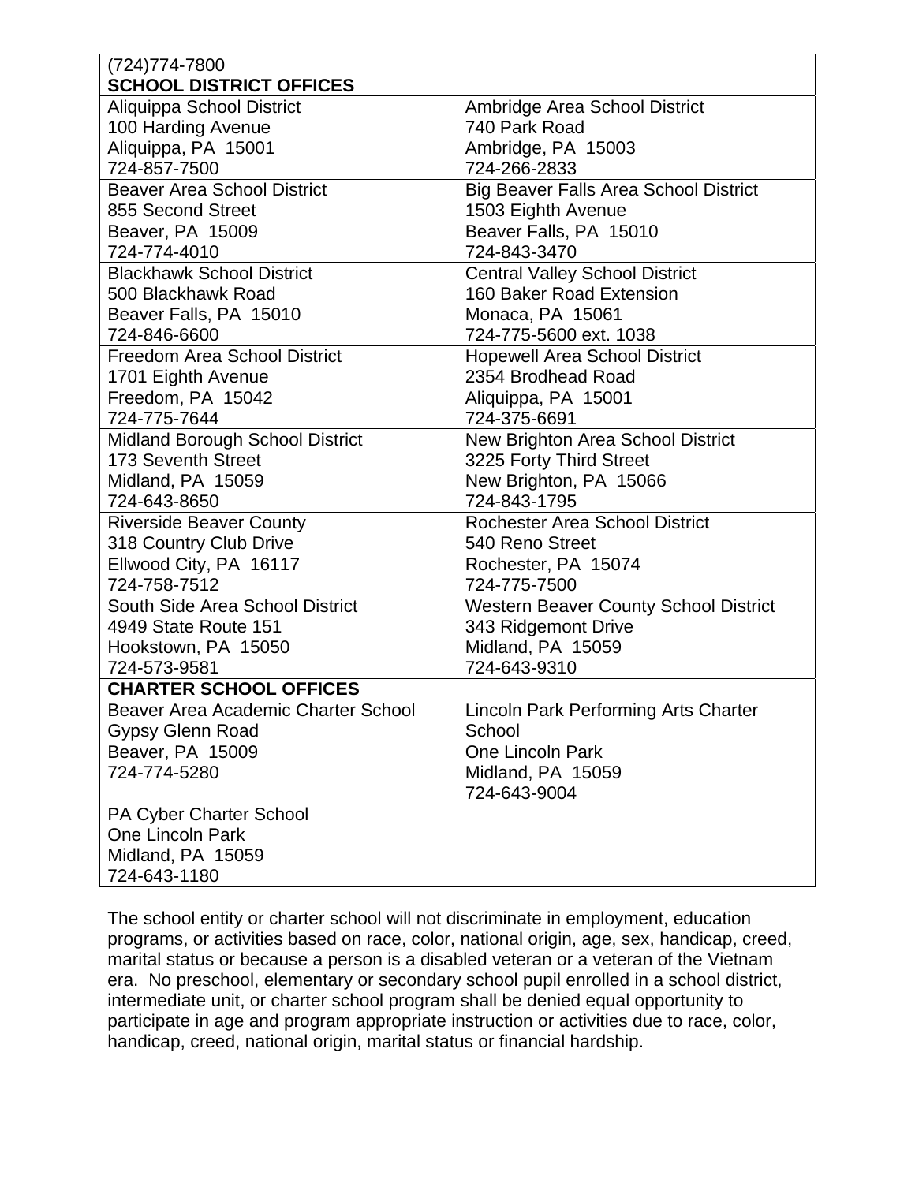| | |
|---|---|
| (724)774-7800<br>**SCHOOL DISTRICT OFFICES** | |
| Aliquippa School District<br>100 Harding Avenue<br>Aliquippa, PA 15001<br>724-857-7500 | Ambridge Area School District<br>740 Park Road<br>Ambridge, PA 15003<br>724-266-2833 |
| Beaver Area School District<br>855 Second Street<br>Beaver, PA 15009<br>724-774-4010 | Big Beaver Falls Area School District<br>1503 Eighth Avenue<br>Beaver Falls, PA 15010<br>724-843-3470 |
| Blackhawk School District<br>500 Blackhawk Road<br>Beaver Falls, PA 15010<br>724-846-6600 | Central Valley School District<br>160 Baker Road Extension<br>Monaca, PA 15061<br>724-775-5600 ext. 1038 |
| Freedom Area School District<br>1701 Eighth Avenue<br>Freedom, PA 15042<br>724-775-7644 | Hopewell Area School District<br>2354 Brodhead Road<br>Aliquippa, PA 15001<br>724-375-6691 |
| Midland Borough School District<br>173 Seventh Street<br>Midland, PA 15059<br>724-643-8650 | New Brighton Area School District<br>3225 Forty Third Street<br>New Brighton, PA 15066<br>724-843-1795 |
| Riverside Beaver County<br>318 Country Club Drive<br>Ellwood City, PA 16117<br>724-758-7512 | Rochester Area School District<br>540 Reno Street<br>Rochester, PA 15074<br>724-775-7500 |
| South Side Area School District<br>4949 State Route 151<br>Hookstown, PA 15050<br>724-573-9581 | Western Beaver County School District<br>343 Ridgemont Drive<br>Midland, PA 15059<br>724-643-9310 |
| **CHARTER SCHOOL OFFICES** | |
| Beaver Area Academic Charter School<br>Gypsy Glenn Road<br>Beaver, PA 15009<br>724-774-5280 | Lincoln Park Performing Arts Charter School<br>One Lincoln Park<br>Midland, PA 15059<br>724-643-9004 |
| PA Cyber Charter School<br>One Lincoln Park<br>Midland, PA 15059<br>724-643-1180 | |

The school entity or charter school will not discriminate in employment, education programs, or activities based on race, color, national origin, age, sex, handicap, creed, marital status or because a person is a disabled veteran or a veteran of the Vietnam era. No preschool, elementary or secondary school pupil enrolled in a school district, intermediate unit, or charter school program shall be denied equal opportunity to participate in age and program appropriate instruction or activities due to race, color, handicap, creed, national origin, marital status or financial hardship.